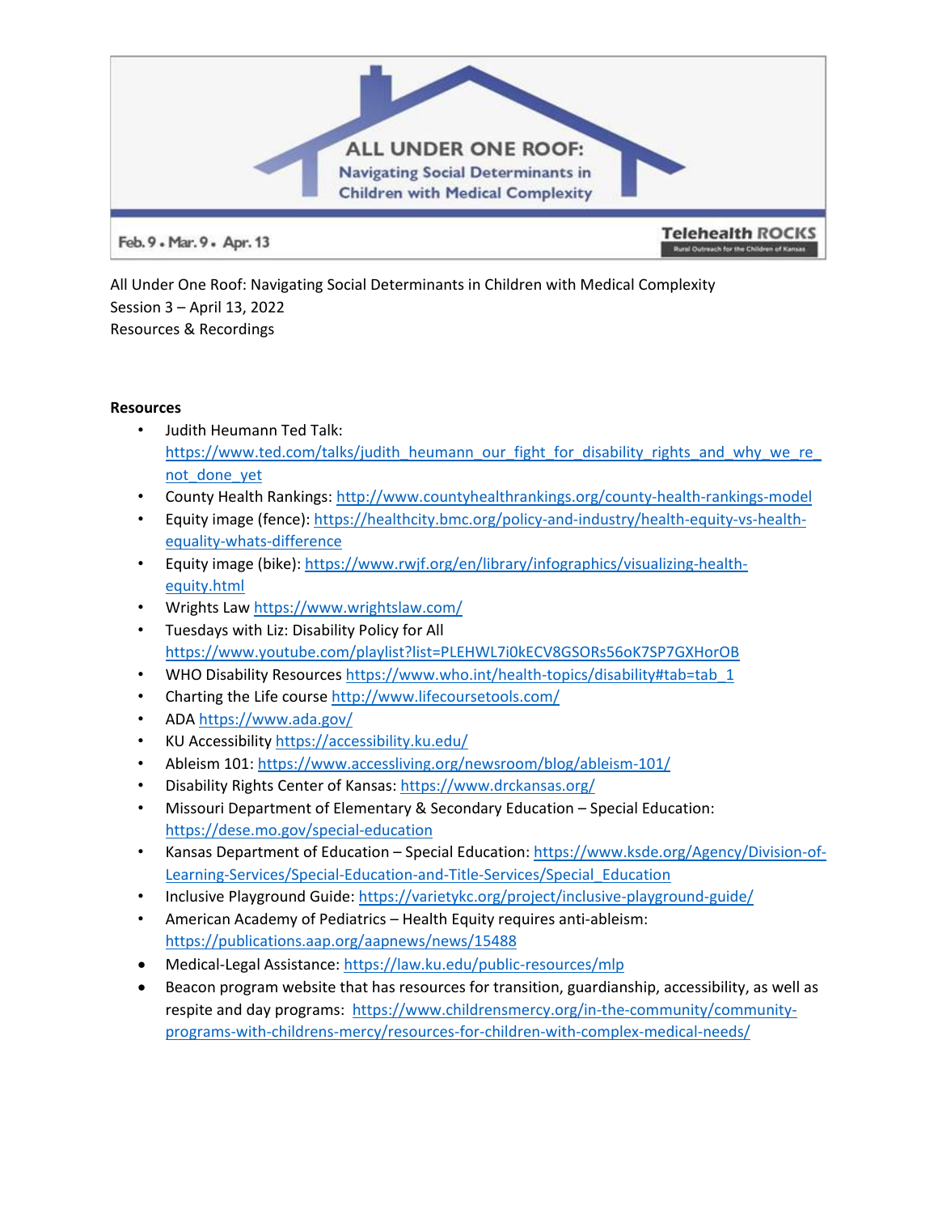# ALL UNDER ONE ROOF:

Navigating Social Determinants in Children with Medical Complexity

Feb. 9 • Mar. 9 • Apr. 13

Telehealth ROCKS

Rural Outreach for the Children of Kansas

All Under One Roof: Navigating Social Determinants in Children with Medical Complexity
Session 3 – April 13, 2022
Resources & Recordings

**Resources**

- Judith Heumann Ted Talk: https://www.ted.com/talks/judith_heumann_our_fight_for_disability_rights_and_why_we_re_not_done_yet
- County Health Rankings: http://www.countyhealthrankings.org/county-health-rankings-model
- Equity image (fence): https://healthcity.bmc.org/policy-and-industry/health-equity-vs-health-equality-whats-difference
- Equity image (bike): https://www.rwjf.org/en/library/infographics/visualizing-health-equity.html
- Wrights Law https://www.wrightslaw.com/
- Tuesdays with Liz: Disability Policy for All https://www.youtube.com/playlist?list=PLEHWL7i0kECV8GSORs56oK7SP7GXHorOB
- WHO Disability Resources https://www.who.int/health-topics/disability#tab=tab_1
- Charting the Life course http://www.lifecoursetools.com/
- ADA https://www.ada.gov/
- KU Accessibility https://accessibility.ku.edu/
- Ableism 101: https://www.accessliving.org/newsroom/blog/ableism-101/
- Disability Rights Center of Kansas: https://www.drckansas.org/
- Missouri Department of Elementary & Secondary Education – Special Education: https://dese.mo.gov/special-education
- Kansas Department of Education – Special Education: https://www.ksde.org/Agency/Division-of-Learning-Services/Special-Education-and-Title-Services/Special_Education
- Inclusive Playground Guide: https://varietykc.org/project/inclusive-playground-guide/
- American Academy of Pediatrics – Health Equity requires anti-ableism: https://publications.aap.org/aapnews/news/15488
- Medical-Legal Assistance: https://law.ku.edu/public-resources/mlp
- Beacon program website that has resources for transition, guardianship, accessibility, as well as respite and day programs: https://www.childrensmercy.org/in-the-community/community-programs-with-childrens-mercy/resources-for-children-with-complex-medical-needs/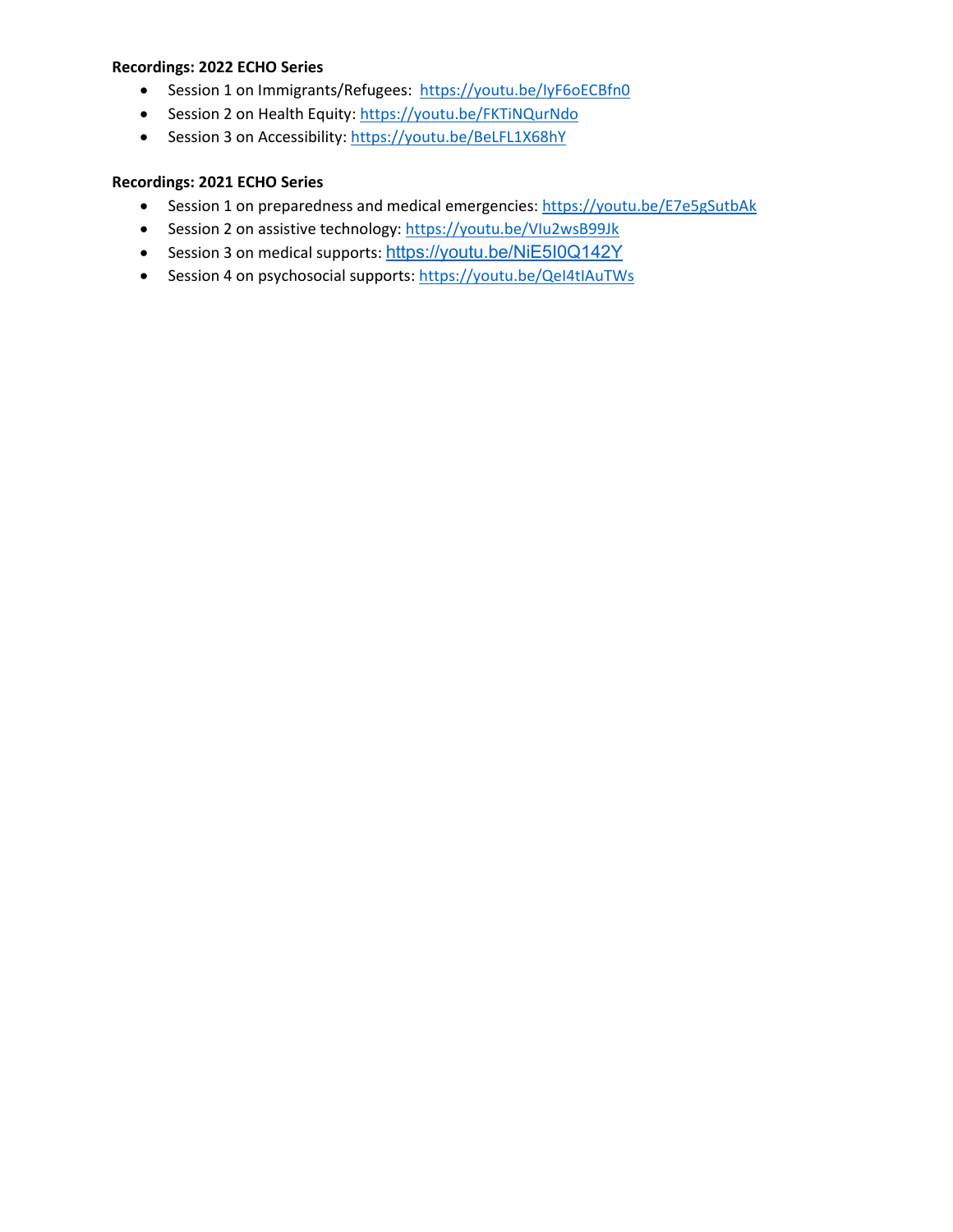**Recordings: 2022 ECHO Series**

- Session 1 on Immigrants/Refugees: https://youtu.be/IyF6oECBfn0
- Session 2 on Health Equity: https://youtu.be/FKTiNQurNdo
- Session 3 on Accessibility: https://youtu.be/BeLFL1X68hY

**Recordings: 2021 ECHO Series**

- Session 1 on preparedness and medical emergencies: https://youtu.be/E7e5gSutbAk
- Session 2 on assistive technology: https://youtu.be/VIu2wsB99Jk
- Session 3 on medical supports: https://youtu.be/NiE5I0Q142Y
- Session 4 on psychosocial supports: https://youtu.be/QeI4tIAuTWs